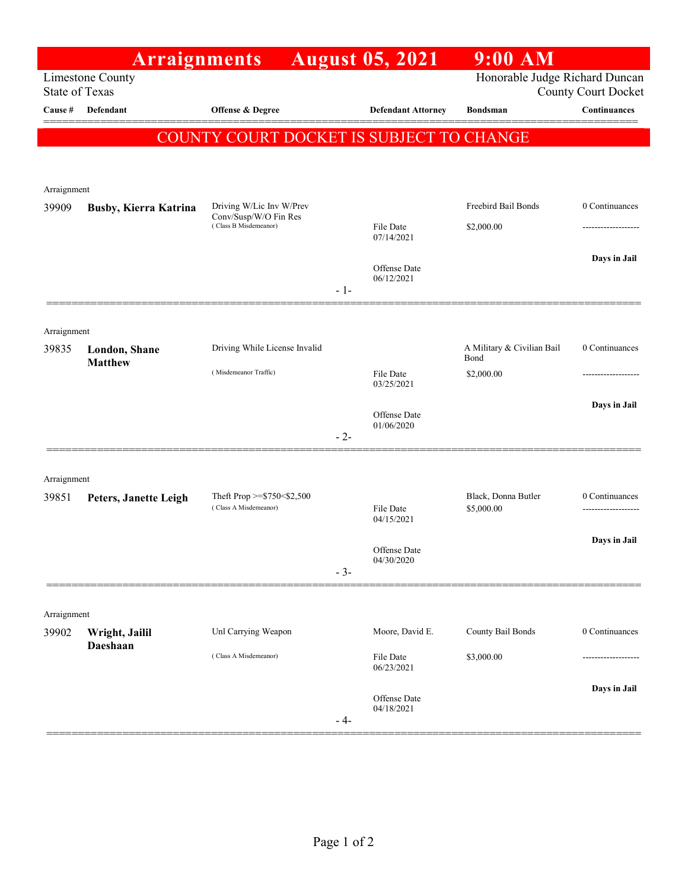# Arraignments August 05, 2021 9:00 AM

Limestone County
State of Texas

Honorable Judge Richard Duncan
County Court Docket

**COUNTY COURT DOCKET IS SUBJECT TO CHANGE**

| Cause # | Defendant | Offense & Degree | Defendant Attorney | Bondsman | Continuances |
|---|---|---|---|---|---|
| Arraignment | | | | | |
| 39909 | **Busby, Kierra Katrina** | Driving W/Lic Inv W/Prev Conv/Susp/W/O Fin Res (Class B Misdemeanor) | File Date 07/14/2021; Offense Date 06/12/2021 | Freebird Bail Bonds $2,000.00 | 0 Continuances; Days in Jail |
| Arraignment | | | | | |
| 39835 | **London, Shane Matthew** | Driving While License Invalid (Misdemeanor Traffic) | File Date 03/25/2021; Offense Date 01/06/2020 | A Military & Civilian Bail Bond $2,000.00 | 0 Continuances; Days in Jail |
| Arraignment | | | | | |
| 39851 | **Peters, Janette Leigh** | Theft Prop >=$750<$2,500 (Class A Misdemeanor) | File Date 04/15/2021; Offense Date 04/30/2020 | Black, Donna Butler $5,000.00 | 0 Continuances; Days in Jail |
| Arraignment | | | | | |
| 39902 | **Wright, Jailil Daeshaan** | Unl Carrying Weapon (Class A Misdemeanor) | Moore, David E.; File Date 06/23/2021; Offense Date 04/18/2021 | County Bail Bonds $3,000.00 | 0 Continuances; Days in Jail |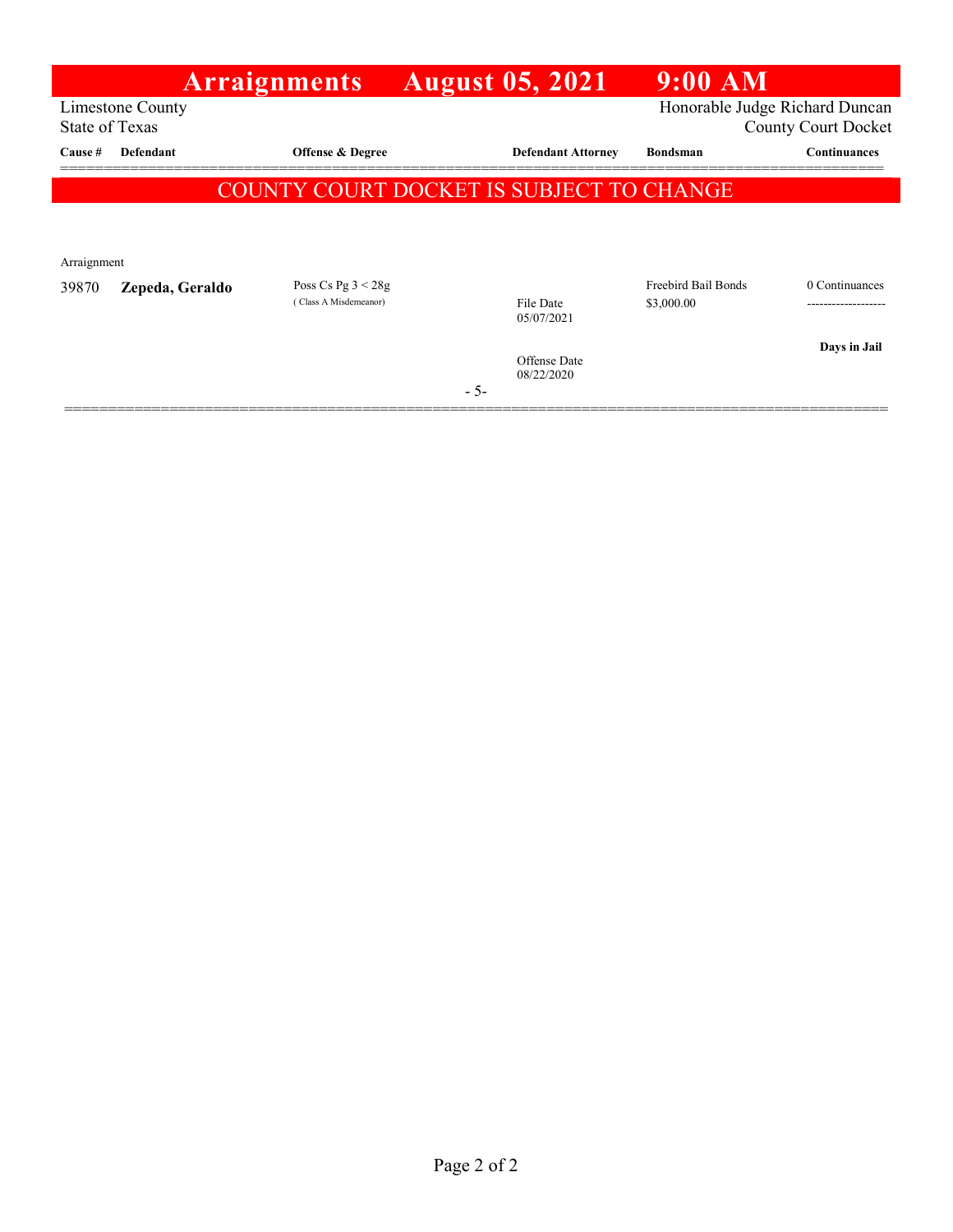# Arraignments August 05, 2021 9:00 AM

Limestone County
State of Texas

Honorable Judge Richard Duncan
County Court Docket

| Cause # | Defendant | Offense & Degree | Defendant Attorney | Bondsman | Continuances |
|---|---|---|---|---|---|

## COUNTY COURT DOCKET IS SUBJECT TO CHANGE

Arraignment

| Cause # | Defendant | Offense & Degree | Defendant Attorney | Bondsman | Continuances |
|---|---|---|---|---|---|
| 39870 | **Zepeda, Geraldo** | Poss Cs Pg 3 < 28g<br>( Class A Misdemeanor) | File Date<br>05/07/2021<br><br>Offense Date<br>08/22/2020 | Freebird Bail Bonds<br>$3,000.00 | 0 Continuances<br>------------------<br><br>**Days in Jail** |

- 5-